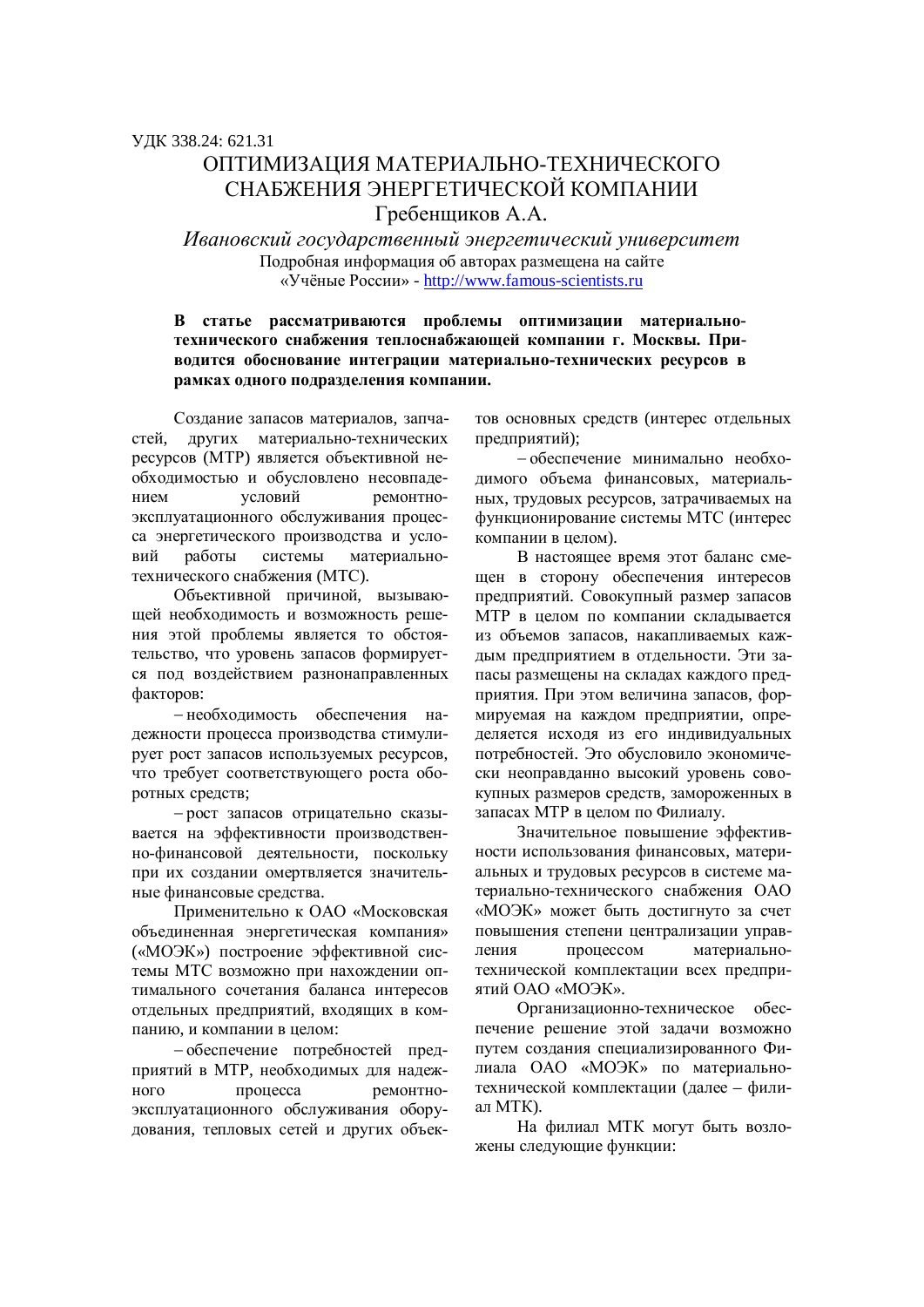УДК 338.24: 621.31

# ОПТИМИЗАЦИЯ МАТЕРИАЛЬНО-ТЕХНИЧЕСКОГО СНАБЖЕНИЯ ЭНЕРГЕТИЧЕСКОЙ КОМПАНИИ

Гребенщиков А.А.

*Ивановский государственный энергетический университет*

Подробная информация об авторах размещена на сайте «Учёные России» - http://www.famous-scientists.ru

**В статье рассматриваются проблемы оптимизации материально-технического снабжения теплоснабжающей компании г. Москвы. Приводится обоснование интеграции материально-технических ресурсов в рамках одного подразделения компании.**

Создание запасов материалов, запчастей, других материально-технических ресурсов (МТР) является объективной необходимостью и обусловлено несовпадением условий ремонтно-эксплуатационного обслуживания процесса энергетического производства и условий работы системы материально-технического снабжения (МТС).

Объективной причиной, вызывающей необходимость и возможность решения этой проблемы является то обстоятельство, что уровень запасов формируется под воздействием разнонаправленных факторов:

– необходимость обеспечения надежности процесса производства стимулирует рост запасов используемых ресурсов, что требует соответствующего роста оборотных средств;

– рост запасов отрицательно сказывается на эффективности производственно-финансовой деятельности, поскольку при их создании омертвляется значительные финансовые средства.

Применительно к ОАО «Московская объединенная энергетическая компания» («МОЭК») построение эффективной системы МТС возможно при нахождении оптимального сочетания баланса интересов отдельных предприятий, входящих в компанию, и компании в целом:

– обеспечение потребностей предприятий в МТР, необходимых для надежного процесса ремонтно-эксплуатационного обслуживания оборудования, тепловых сетей и других объектов основных средств (интерес отдельных предприятий);

– обеспечение минимально необходимого объема финансовых, материальных, трудовых ресурсов, затрачиваемых на функционирование системы МТС (интерес компании в целом).

В настоящее время этот баланс смещен в сторону обеспечения интересов предприятий. Совокупный размер запасов МТР в целом по компании складывается из объемов запасов, накапливаемых каждым предприятием в отдельности. Эти запасы размещены на складах каждого предприятия. При этом величина запасов, формируемая на каждом предприятии, определяется исходя из его индивидуальных потребностей. Это обусловило экономически неоправданно высокий уровень совокупных размеров средств, замороженных в запасах МТР в целом по Филиалу.

Значительное повышение эффективности использования финансовых, материальных и трудовых ресурсов в системе материально-технического снабжения ОАО «МОЭК» может быть достигнуто за счет повышения степени централизации управления процессом материально-технической комплектации всех предприятий ОАО «МОЭК».

Организационно-техническое обеспечение решение этой задачи возможно путем создания специализированного Филиала ОАО «МОЭК» по материально-технической комплектации (далее – филиал МТК).

На филиал МТК могут быть возложены следующие функции: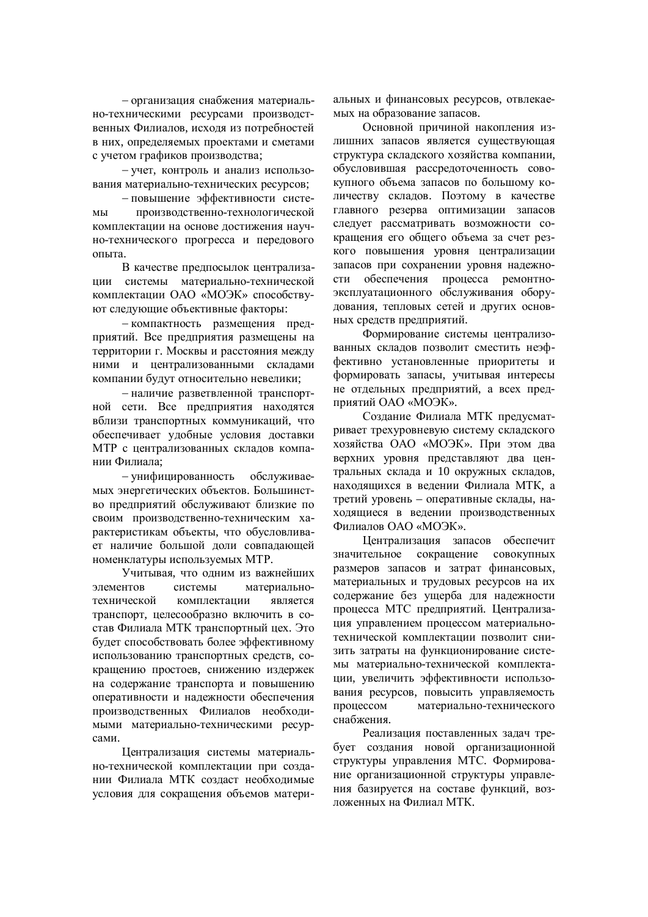– организация снабжения материально-техническими ресурсами производственных Филиалов, исходя из потребностей в них, определяемых проектами и сметами с учетом графиков производства;

– учет, контроль и анализ использования материально-технических ресурсов;

– повышение эффективности системы производственно-технологической комплектации на основе достижения научно-технического прогресса и передового опыта.

В качестве предпосылок централизации системы материально-технической комплектации ОАО «МОЭК» способствуют следующие объективные факторы:

– компактность размещения предприятий. Все предприятия размещены на территории г. Москвы и расстояния между ними и централизованными складами компании будут относительно невелики;

– наличие разветвленной транспортной сети. Все предприятия находятся вблизи транспортных коммуникаций, что обеспечивает удобные условия доставки МТР с централизованных складов компании Филиала;

– унифицированность обслуживаемых энергетических объектов. Большинство предприятий обслуживают близкие по своим производственно-техническим характеристикам объекты, что обусловливает наличие большой доли совпадающей номенклатуры используемых МТР.

Учитывая, что одним из важнейших элементов системы материально-технической комплектации является транспорт, целесообразно включить в состав Филиала МТК транспортный цех. Это будет способствовать более эффективному использованию транспортных средств, сокращению простоев, снижению издержек на содержание транспорта и повышению оперативности и надежности обеспечения производственных Филиалов необходимыми материально-техническими ресурсами.

Централизация системы материально-технической комплектации при создании Филиала МТК создаст необходимые условия для сокращения объемов материальных и финансовых ресурсов, отвлекаемых на образование запасов.

Основной причиной накопления излишних запасов является существующая структура складского хозяйства компании, обусловившая рассредоточенность совокупного объема запасов по большому количеству складов. Поэтому в качестве главного резерва оптимизации запасов следует рассматривать возможности сокращения его общего объема за счет резкого повышения уровня централизации запасов при сохранении уровня надежности обеспечения процесса ремонтно-эксплуатационного обслуживания оборудования, тепловых сетей и других основных средств предприятий.

Формирование системы централизованных складов позволит сместить неэффективно установленные приоритеты и формировать запасы, учитывая интересы не отдельных предприятий, а всех предприятий ОАО «МОЭК».

Создание Филиала МТК предусматривает трехуровневую систему складского хозяйства ОАО «МОЭК». При этом два верхних уровня представляют два центральных склада и 10 окружных складов, находящихся в ведении Филиала МТК, а третий уровень – оперативные склады, находящиеся в ведении производственных Филиалов ОАО «МОЭК».

Централизация запасов обеспечит значительное сокращение совокупных размеров запасов и затрат финансовых, материальных и трудовых ресурсов на их содержание без ущерба для надежности процесса МТС предприятий. Централизация управлением процессом материально-технической комплектации позволит снизить затраты на функционирование системы материально-технической комплектации, увеличить эффективности использования ресурсов, повысить управляемость процессом материально-технического снабжения.

Реализация поставленных задач требует создания новой организационной структуры управления МТС. Формирование организационной структуры управления базируется на составе функций, возложенных на Филиал МТК.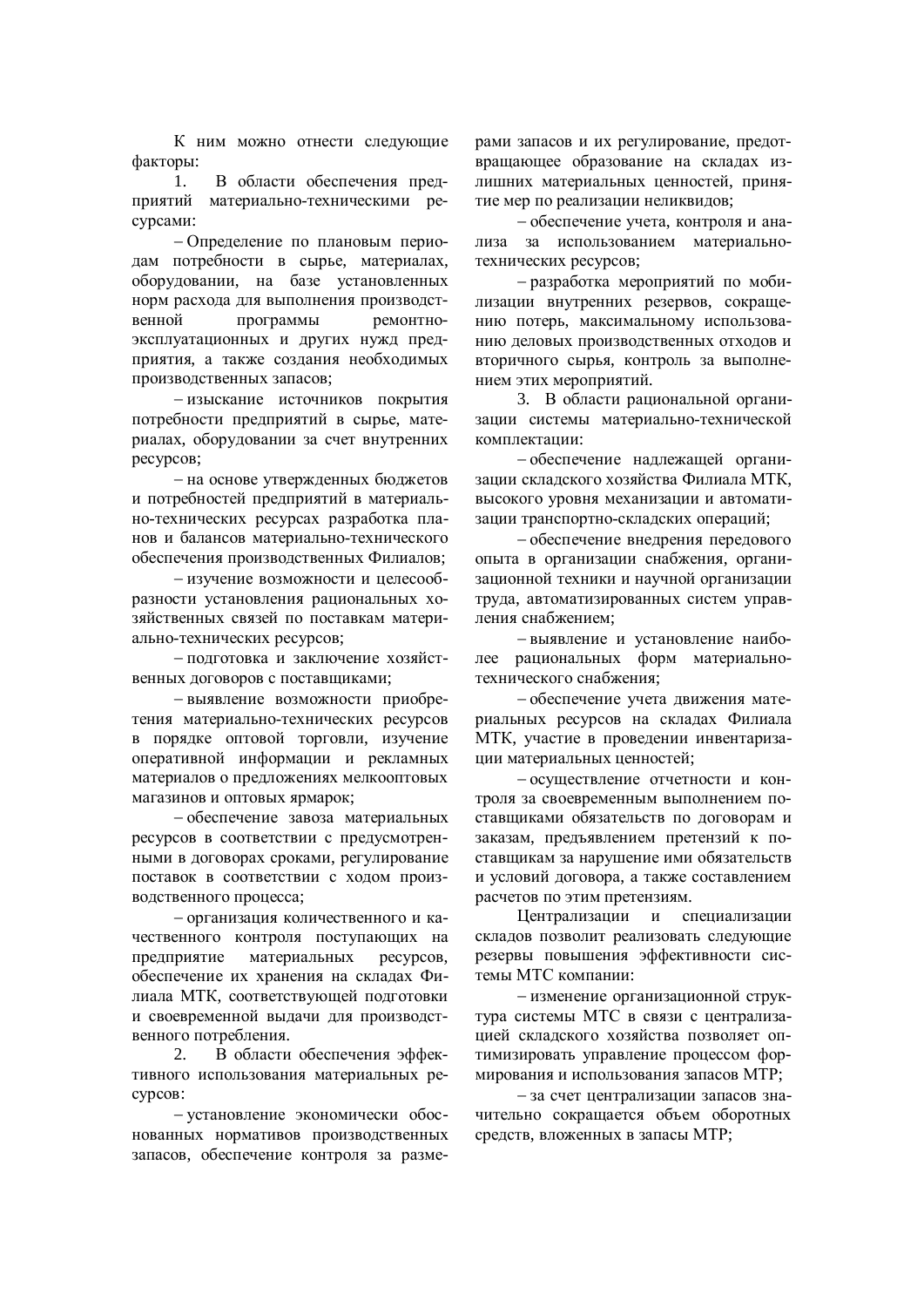К ним можно отнести следующие факторы:

1. В области обеспечения предприятий материально-техническими ресурсами:

– Определение по плановым периодам потребности в сырье, материалах, оборудовании, на базе установленных норм расхода для выполнения производственной программы ремонтно-эксплуатационных и других нужд предприятия, а также создания необходимых производственных запасов;

– изыскание источников покрытия потребности предприятий в сырье, материалах, оборудовании за счет внутренних ресурсов;

– на основе утвержденных бюджетов и потребностей предприятий в материально-технических ресурсах разработка планов и балансов материально-технического обеспечения производственных Филиалов;

– изучение возможности и целесообразности установления рациональных хозяйственных связей по поставкам материально-технических ресурсов;

– подготовка и заключение хозяйственных договоров с поставщиками;

– выявление возможности приобретения материально-технических ресурсов в порядке оптовой торговли, изучение оперативной информации и рекламных материалов о предложениях мелкооптовых магазинов и оптовых ярмарок;

– обеспечение завоза материальных ресурсов в соответствии с предусмотренными в договорах сроками, регулирование поставок в соответствии с ходом производственного процесса;

– организация количественного и качественного контроля поступающих на предприятие материальных ресурсов, обеспечение их хранения на складах Филиала МТК, соответствующей подготовки и своевременной выдачи для производственного потребления.

2. В области обеспечения эффективного использования материальных ресурсов:

– установление экономически обоснованных нормативов производственных запасов, обеспечение контроля за размерами запасов и их регулирование, предотвращающее образование на складах излишних материальных ценностей, принятие мер по реализации неликвидов;

– обеспечение учета, контроля и анализа за использованием материально-технических ресурсов;

– разработка мероприятий по мобилизации внутренних резервов, сокращению потерь, максимальному использованию деловых производственных отходов и вторичного сырья, контроль за выполнением этих мероприятий.

3. В области рациональной организации системы материально-технической комплектации:

– обеспечение надлежащей организации складского хозяйства Филиала МТК, высокого уровня механизации и автоматизации транспортно-складских операций;

– обеспечение внедрения передового опыта в организации снабжения, организационной техники и научной организации труда, автоматизированных систем управления снабжением;

– выявление и установление наиболее рациональных форм материально-технического снабжения;

– обеспечение учета движения материальных ресурсов на складах Филиала МТК, участие в проведении инвентаризации материальных ценностей;

– осуществление отчетности и контроля за своевременным выполнением поставщиками обязательств по договорам и заказам, предъявлением претензий к поставщикам за нарушение ими обязательств и условий договора, а также составлением расчетов по этим претензиям.

Централизации и специализации складов позволит реализовать следующие резервы повышения эффективности системы МТС компании:

– изменение организационной структура системы МТС в связи с централизацией складского хозяйства позволяет оптимизировать управление процессом формирования и использования запасов МТР;

– за счет централизации запасов значительно сокращается объем оборотных средств, вложенных в запасы МТР;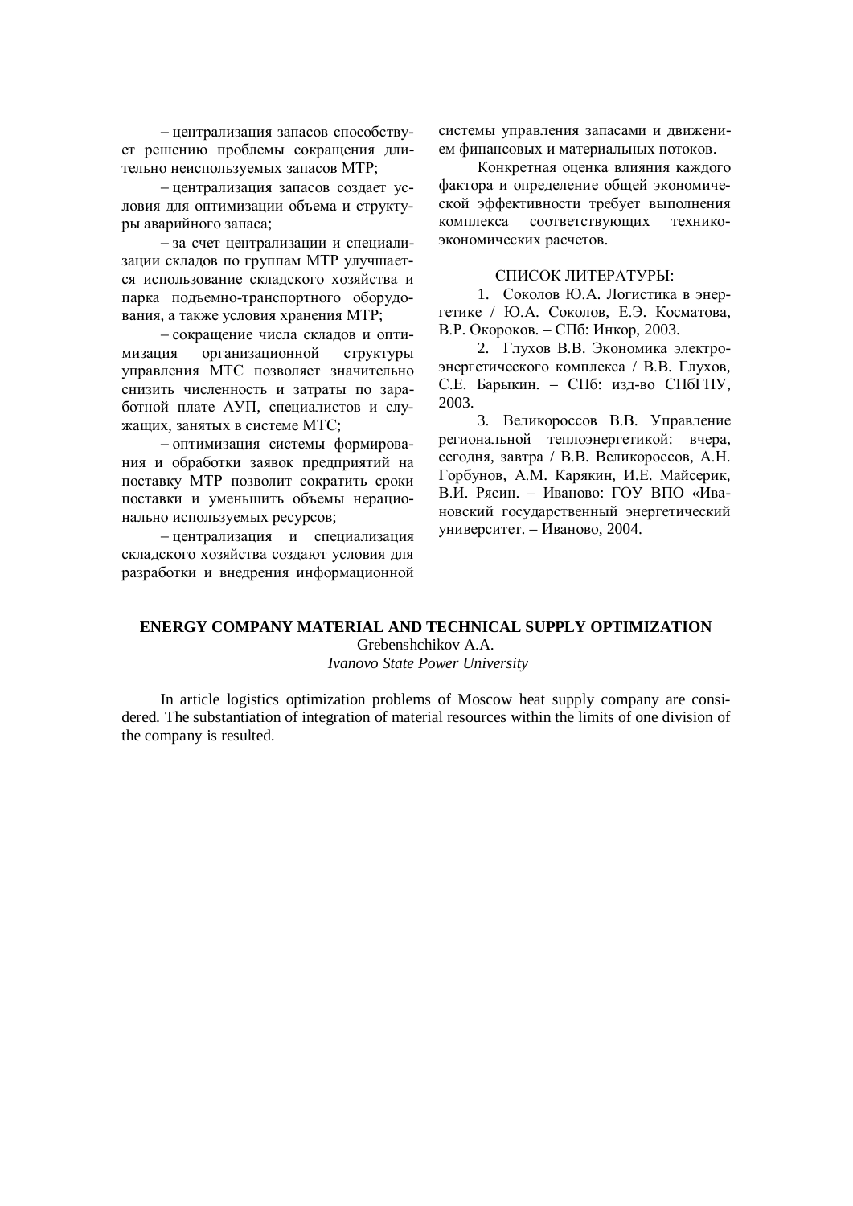– централизация запасов способствует решению проблемы сокращения длительно неиспользуемых запасов МТР;

– централизация запасов создает условия для оптимизации объема и структуры аварийного запаса;

– за счет централизации и специализации складов по группам МТР улучшается использование складского хозяйства и парка подъемно-транспортного оборудования, а также условия хранения МТР;

– сокращение числа складов и оптимизация организационной структуры управления МТС позволяет значительно снизить численность и затраты по заработной плате АУП, специалистов и служащих, занятых в системе МТС;

– оптимизация системы формирования и обработки заявок предприятий на поставку МТР позволит сократить сроки поставки и уменьшить объемы нерационально используемых ресурсов;

– централизация и специализация складского хозяйства создают условия для разработки и внедрения информационной системы управления запасами и движением финансовых и материальных потоков.

Конкретная оценка влияния каждого фактора и определение общей экономической эффективности требует выполнения комплекса соответствующих технико-экономических расчетов.

СПИСОК ЛИТЕРАТУРЫ:

1. Соколов Ю.А. Логистика в энергетике / Ю.А. Соколов, Е.Э. Косматова, В.Р. Окороков. – СПб: Инкор, 2003.
2. Глухов В.В. Экономика электроэнергетического комплекса / В.В. Глухов, С.Е. Барыкин. – СПб: изд-во СПбГПУ, 2003.
3. Великороссов В.В. Управление региональной теплоэнергетикой: вчера, сегодня, завтра / В.В. Великороссов, А.Н. Горбунов, А.М. Карякин, И.Е. Майсерик, В.И. Рясин. – Иваново: ГОУ ВПО «Ивановский государственный энергетический университет. – Иваново, 2004.

**ENERGY COMPANY MATERIAL AND TECHNICAL SUPPLY OPTIMIZATION**

Grebenshchikov A.A.

*Ivanovo State Power University*

In article logistics optimization problems of Moscow heat supply company are considered. The substantiation of integration of material resources within the limits of one division of the company is resulted.